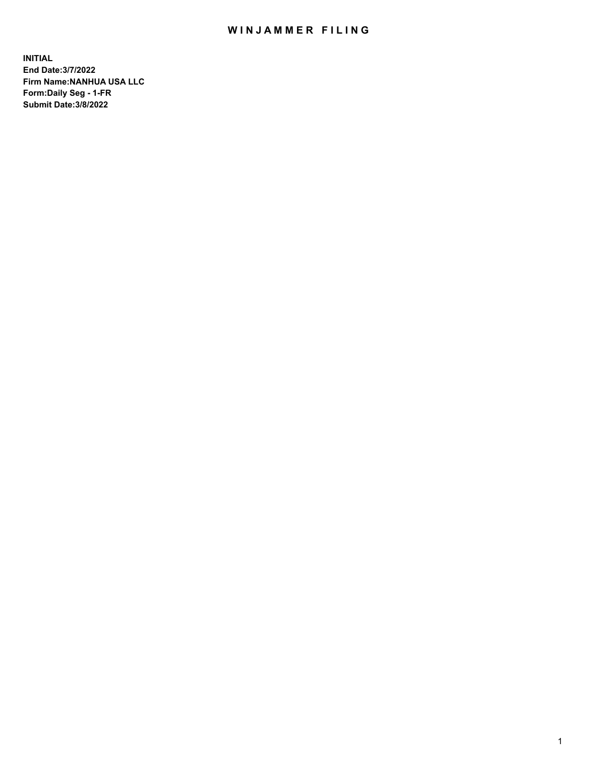# WINJAMMER FILING

**INITIAL**
**End Date:3/7/2022**
**Firm Name:NANHUA USA LLC**
**Form:Daily Seg - 1-FR**
**Submit Date:3/8/2022**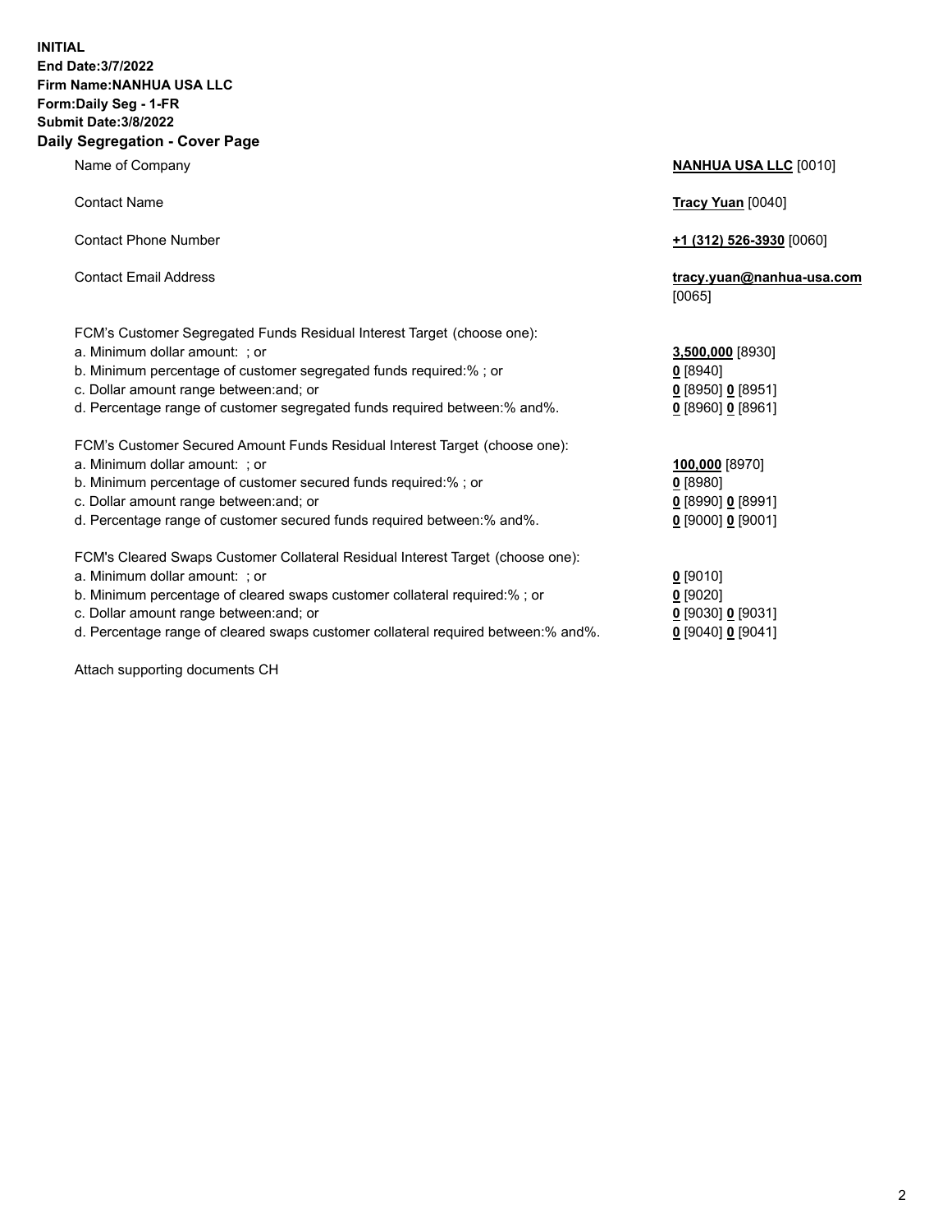**INITIAL**
**End Date:3/7/2022**
**Firm Name:NANHUA USA LLC**
**Form:Daily Seg - 1-FR**
**Submit Date:3/8/2022**

## Daily Segregation - Cover Page

| | |
|---|---|
| Name of Company | **NANHUA USA LLC** [0010] |
| Contact Name | **Tracy Yuan** [0040] |
| Contact Phone Number | **+1 (312) 526-3930** [0060] |
| Contact Email Address | **tracy.yuan@nanhua-usa.com** [0065] |
| FCM's Customer Segregated Funds Residual Interest Target (choose one): | |
| a. Minimum dollar amount: ; or | **3,500,000** [8930] |
| b. Minimum percentage of customer segregated funds required:% ; or | **0** [8940] |
| c. Dollar amount range between:and; or | **0** [8950] **0** [8951] |
| d. Percentage range of customer segregated funds required between:% and%. | **0** [8960] **0** [8961] |
| FCM's Customer Secured Amount Funds Residual Interest Target (choose one): | |
| a. Minimum dollar amount: ; or | **100,000** [8970] |
| b. Minimum percentage of customer secured funds required:% ; or | **0** [8980] |
| c. Dollar amount range between:and; or | **0** [8990] **0** [8991] |
| d. Percentage range of customer secured funds required between:% and%. | **0** [9000] **0** [9001] |
| FCM's Cleared Swaps Customer Collateral Residual Interest Target (choose one): | |
| a. Minimum dollar amount: ; or | **0** [9010] |
| b. Minimum percentage of cleared swaps customer collateral required:% ; or | **0** [9020] |
| c. Dollar amount range between:and; or | **0** [9030] **0** [9031] |
| d. Percentage range of cleared swaps customer collateral required between:% and%. | **0** [9040] **0** [9041] |

Attach supporting documents CH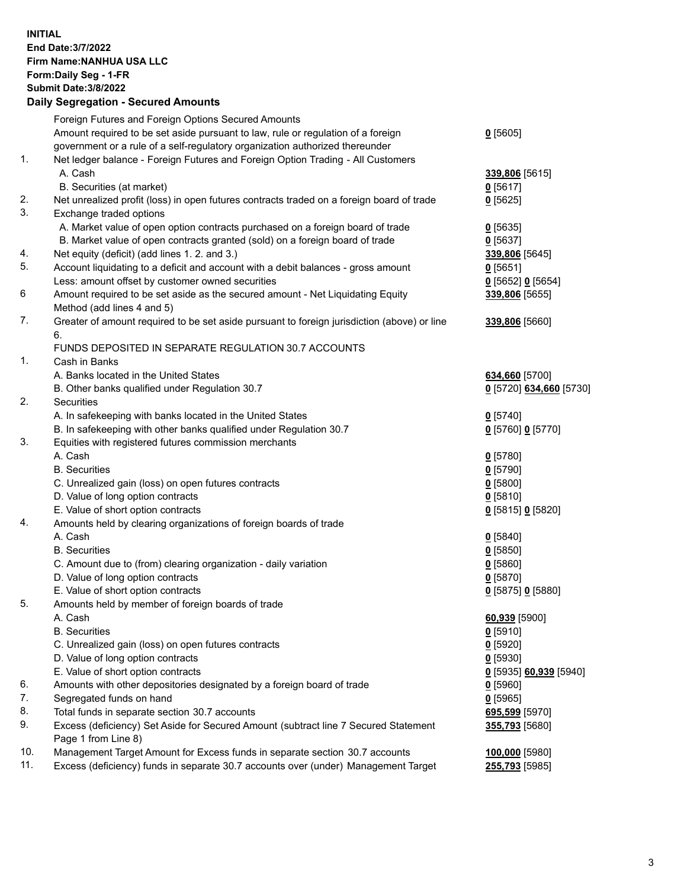**INITIAL**
**End Date:3/7/2022**
**Firm Name:NANHUA USA LLC**
**Form:Daily Seg - 1-FR**
**Submit Date:3/8/2022**

### Daily Segregation - Secured Amounts

| | | |
|---|---|---|
| | Foreign Futures and Foreign Options Secured Amounts | |
| | Amount required to be set aside pursuant to law, rule or regulation of a foreign government or a rule of a self-regulatory organization authorized thereunder | **0** [5605] |
| 1. | Net ledger balance - Foreign Futures and Foreign Option Trading - All Customers | |
| | A. Cash | **339,806** [5615] |
| | B. Securities (at market) | **0** [5617] |
| 2. | Net unrealized profit (loss) in open futures contracts traded on a foreign board of trade | **0** [5625] |
| 3. | Exchange traded options | |
| | A. Market value of open option contracts purchased on a foreign board of trade | **0** [5635] |
| | B. Market value of open contracts granted (sold) on a foreign board of trade | **0** [5637] |
| 4. | Net equity (deficit) (add lines 1. 2. and 3.) | **339,806** [5645] |
| 5. | Account liquidating to a deficit and account with a debit balances - gross amount | **0** [5651] |
| | Less: amount offset by customer owned securities | **0** [5652] **0** [5654] |
| 6 | Amount required to be set aside as the secured amount - Net Liquidating Equity Method (add lines 4 and 5) | **339,806** [5655] |
| 7. | Greater of amount required to be set aside pursuant to foreign jurisdiction (above) or line 6. | **339,806** [5660] |
| | FUNDS DEPOSITED IN SEPARATE REGULATION 30.7 ACCOUNTS | |
| 1. | Cash in Banks | |
| | A. Banks located in the United States | **634,660** [5700] |
| | B. Other banks qualified under Regulation 30.7 | **0** [5720] **634,660** [5730] |
| 2. | Securities | |
| | A. In safekeeping with banks located in the United States | **0** [5740] |
| | B. In safekeeping with other banks qualified under Regulation 30.7 | **0** [5760] **0** [5770] |
| 3. | Equities with registered futures commission merchants | |
| | A. Cash | **0** [5780] |
| | B. Securities | **0** [5790] |
| | C. Unrealized gain (loss) on open futures contracts | **0** [5800] |
| | D. Value of long option contracts | **0** [5810] |
| | E. Value of short option contracts | **0** [5815] **0** [5820] |
| 4. | Amounts held by clearing organizations of foreign boards of trade | |
| | A. Cash | **0** [5840] |
| | B. Securities | **0** [5850] |
| | C. Amount due to (from) clearing organization - daily variation | **0** [5860] |
| | D. Value of long option contracts | **0** [5870] |
| | E. Value of short option contracts | **0** [5875] **0** [5880] |
| 5. | Amounts held by member of foreign boards of trade | |
| | A. Cash | **60,939** [5900] |
| | B. Securities | **0** [5910] |
| | C. Unrealized gain (loss) on open futures contracts | **0** [5920] |
| | D. Value of long option contracts | **0** [5930] |
| | E. Value of short option contracts | **0** [5935] **60,939** [5940] |
| 6. | Amounts with other depositories designated by a foreign board of trade | **0** [5960] |
| 7. | Segregated funds on hand | **0** [5965] |
| 8. | Total funds in separate section 30.7 accounts | **695,599** [5970] |
| 9. | Excess (deficiency) Set Aside for Secured Amount (subtract line 7 Secured Statement Page 1 from Line 8) | **355,793** [5680] |
| 10. | Management Target Amount for Excess funds in separate section 30.7 accounts | **100,000** [5980] |
| 11. | Excess (deficiency) funds in separate 30.7 accounts over (under) Management Target | **255,793** [5985] |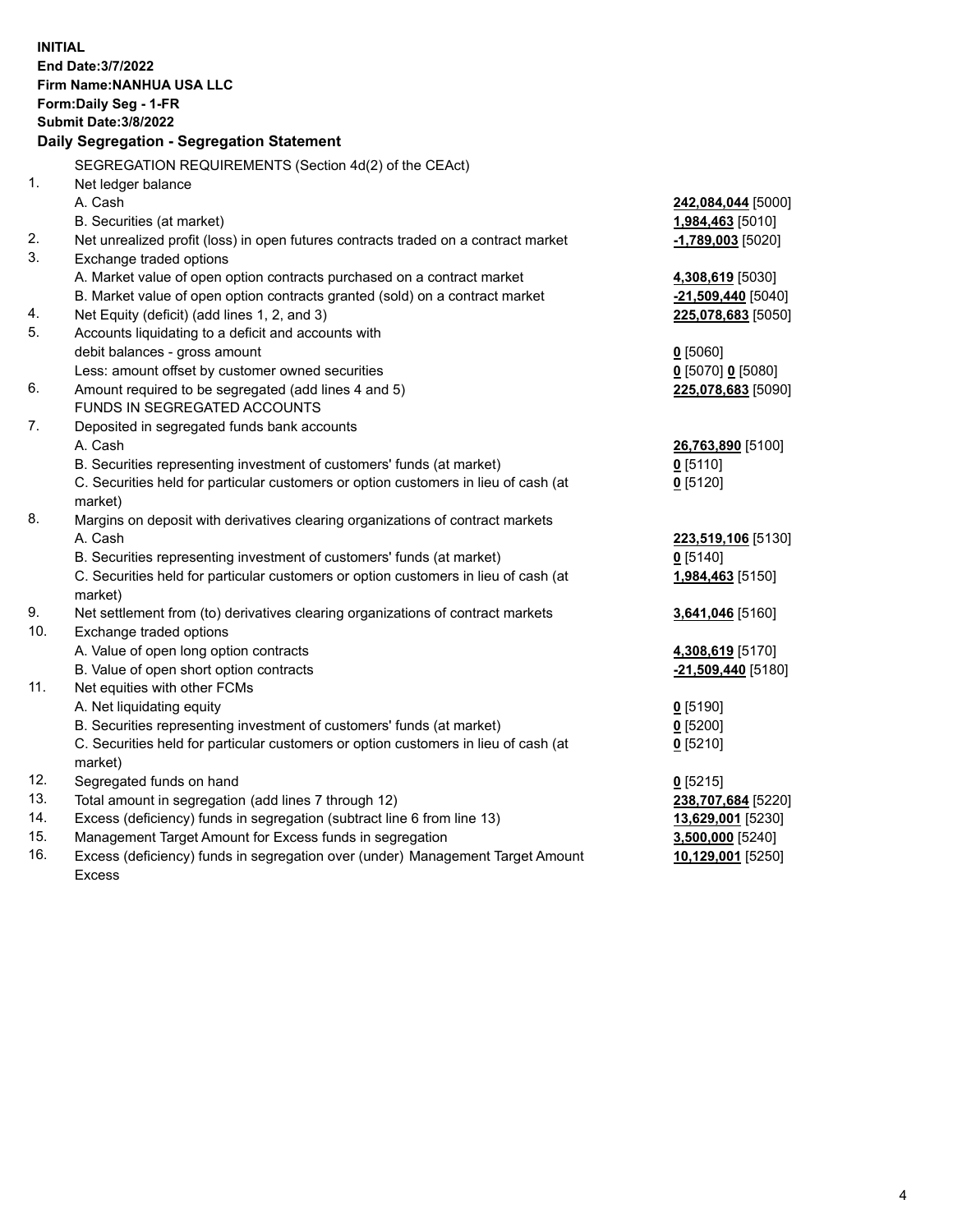**INITIAL**
**End Date:3/7/2022**
**Firm Name:NANHUA USA LLC**
**Form:Daily Seg - 1-FR**
**Submit Date:3/8/2022**

### Daily Segregation - Segregation Statement

| | | |
|---|---|---|
| | SEGREGATION REQUIREMENTS (Section 4d(2) of the CEAct) | |
| 1. | Net ledger balance | |
| | A. Cash | **242,084,044** [5000] |
| | B. Securities (at market) | **1,984,463** [5010] |
| 2. | Net unrealized profit (loss) in open futures contracts traded on a contract market | **-1,789,003** [5020] |
| 3. | Exchange traded options | |
| | A. Market value of open option contracts purchased on a contract market | **4,308,619** [5030] |
| | B. Market value of open option contracts granted (sold) on a contract market | **-21,509,440** [5040] |
| 4. | Net Equity (deficit) (add lines 1, 2, and 3) | **225,078,683** [5050] |
| 5. | Accounts liquidating to a deficit and accounts with debit balances - gross amount | **0** [5060] |
| | Less: amount offset by customer owned securities | **0** [5070] **0** [5080] |
| 6. | Amount required to be segregated (add lines 4 and 5) | **225,078,683** [5090] |
| | FUNDS IN SEGREGATED ACCOUNTS | |
| 7. | Deposited in segregated funds bank accounts | |
| | A. Cash | **26,763,890** [5100] |
| | B. Securities representing investment of customers' funds (at market) | **0** [5110] |
| | C. Securities held for particular customers or option customers in lieu of cash (at market) | **0** [5120] |
| 8. | Margins on deposit with derivatives clearing organizations of contract markets | |
| | A. Cash | **223,519,106** [5130] |
| | B. Securities representing investment of customers' funds (at market) | **0** [5140] |
| | C. Securities held for particular customers or option customers in lieu of cash (at market) | **1,984,463** [5150] |
| 9. | Net settlement from (to) derivatives clearing organizations of contract markets | **3,641,046** [5160] |
| 10. | Exchange traded options | |
| | A. Value of open long option contracts | **4,308,619** [5170] |
| | B. Value of open short option contracts | **-21,509,440** [5180] |
| 11. | Net equities with other FCMs | |
| | A. Net liquidating equity | **0** [5190] |
| | B. Securities representing investment of customers' funds (at market) | **0** [5200] |
| | C. Securities held for particular customers or option customers in lieu of cash (at market) | **0** [5210] |
| 12. | Segregated funds on hand | **0** [5215] |
| 13. | Total amount in segregation (add lines 7 through 12) | **238,707,684** [5220] |
| 14. | Excess (deficiency) funds in segregation (subtract line 6 from line 13) | **13,629,001** [5230] |
| 15. | Management Target Amount for Excess funds in segregation | **3,500,000** [5240] |
| 16. | Excess (deficiency) funds in segregation over (under) Management Target Amount Excess | **10,129,001** [5250] |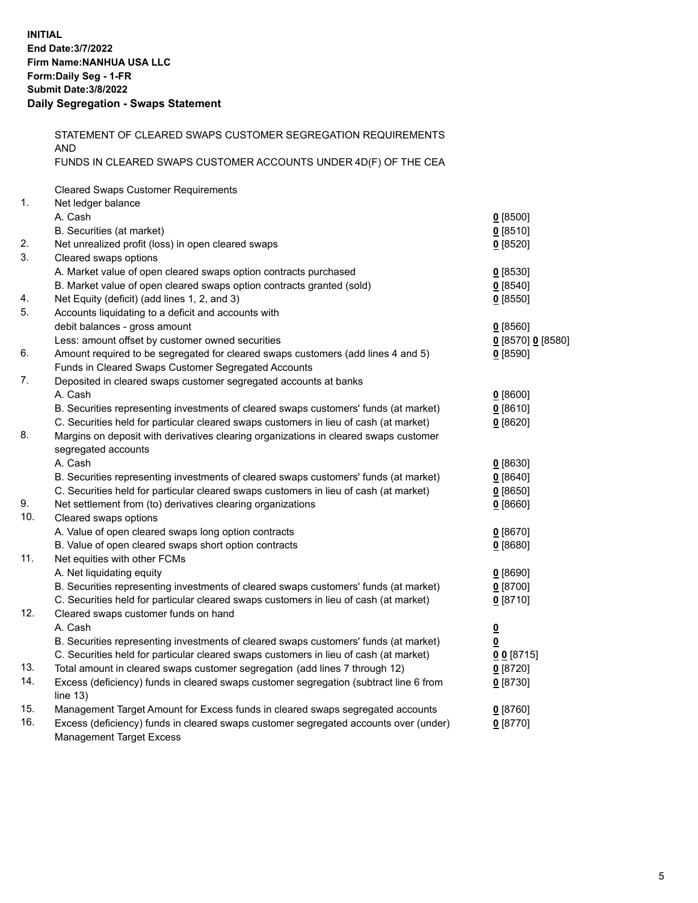**INITIAL**
**End Date:3/7/2022**
**Firm Name:NANHUA USA LLC**
**Form:Daily Seg - 1-FR**
**Submit Date:3/8/2022**
**Daily Segregation - Swaps Statement**

STATEMENT OF CLEARED SWAPS CUSTOMER SEGREGATION REQUIREMENTS AND
FUNDS IN CLEARED SWAPS CUSTOMER ACCOUNTS UNDER 4D(F) OF THE CEA

| | | |
|---|---|---|
| | Cleared Swaps Customer Requirements | |
| 1. | Net ledger balance | |
| | A. Cash | 0 [8500] |
| | B. Securities (at market) | 0 [8510] |
| 2. | Net unrealized profit (loss) in open cleared swaps | 0 [8520] |
| 3. | Cleared swaps options | |
| | A. Market value of open cleared swaps option contracts purchased | 0 [8530] |
| | B. Market value of open cleared swaps option contracts granted (sold) | 0 [8540] |
| 4. | Net Equity (deficit) (add lines 1, 2, and 3) | 0 [8550] |
| 5. | Accounts liquidating to a deficit and accounts with | |
| | debit balances - gross amount | 0 [8560] |
| | Less: amount offset by customer owned securities | 0 [8570] 0 [8580] |
| 6. | Amount required to be segregated for cleared swaps customers (add lines 4 and 5) | 0 [8590] |
| | Funds in Cleared Swaps Customer Segregated Accounts | |
| 7. | Deposited in cleared swaps customer segregated accounts at banks | |
| | A. Cash | 0 [8600] |
| | B. Securities representing investments of cleared swaps customers' funds (at market) | 0 [8610] |
| | C. Securities held for particular cleared swaps customers in lieu of cash (at market) | 0 [8620] |
| 8. | Margins on deposit with derivatives clearing organizations in cleared swaps customer segregated accounts | |
| | A. Cash | 0 [8630] |
| | B. Securities representing investments of cleared swaps customers' funds (at market) | 0 [8640] |
| | C. Securities held for particular cleared swaps customers in lieu of cash (at market) | 0 [8650] |
| 9. | Net settlement from (to) derivatives clearing organizations | 0 [8660] |
| 10. | Cleared swaps options | |
| | A. Value of open cleared swaps long option contracts | 0 [8670] |
| | B. Value of open cleared swaps short option contracts | 0 [8680] |
| 11. | Net equities with other FCMs | |
| | A. Net liquidating equity | 0 [8690] |
| | B. Securities representing investments of cleared swaps customers' funds (at market) | 0 [8700] |
| | C. Securities held for particular cleared swaps customers in lieu of cash (at market) | 0 [8710] |
| 12. | Cleared swaps customer funds on hand | |
| | A. Cash | 0 |
| | B. Securities representing investments of cleared swaps customers' funds (at market) | 0 |
| | C. Securities held for particular cleared swaps customers in lieu of cash (at market) | 0 0 [8715] |
| 13. | Total amount in cleared swaps customer segregation (add lines 7 through 12) | 0 [8720] |
| 14. | Excess (deficiency) funds in cleared swaps customer segregation (subtract line 6 from line 13) | 0 [8730] |
| 15. | Management Target Amount for Excess funds in cleared swaps segregated accounts | 0 [8760] |
| 16. | Excess (deficiency) funds in cleared swaps customer segregated accounts over (under) Management Target Excess | 0 [8770] |